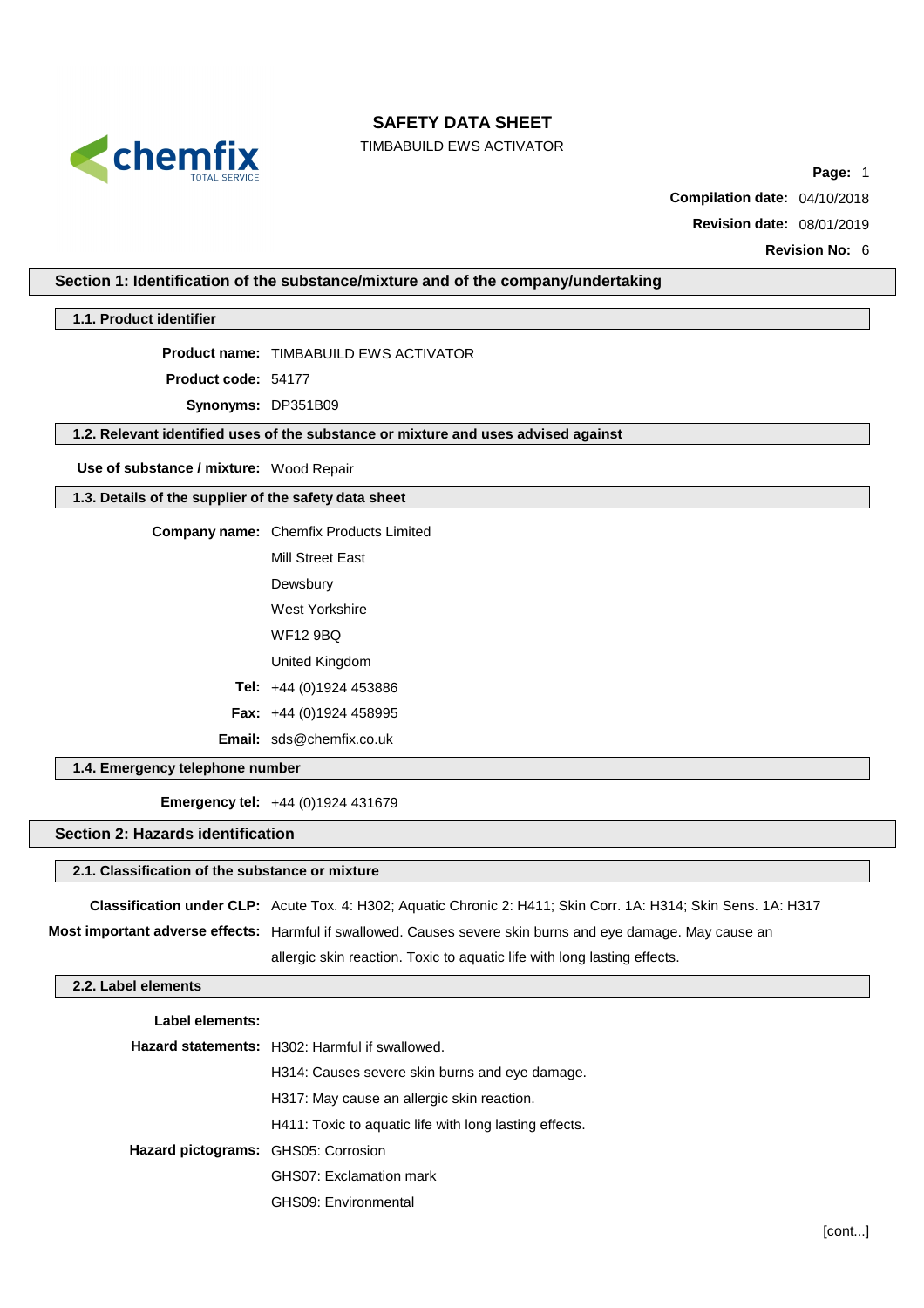# SAFETY DATA SHEET

TIMBABUILD EWS ACTIVATOR

**Compilation date:** 04/10/2018

**Revision date:** 08/01/2019

**Revision No:** 6

## Section 1: Identification of the substance/mixture and of the company/undertaking

### 1.1. Product identifier

**Product name:** TIMBABUILD EWS ACTIVATOR

**Product code:** 54177

**Synonyms:** DP351B09

### 1.2. Relevant identified uses of the substance or mixture and uses advised against

**Use of substance / mixture:** Wood Repair

### 1.3. Details of the supplier of the safety data sheet

**Company name:** Chemfix Products Limited

Mill Street East

Dewsbury

West Yorkshire

WF12 9BQ

United Kingdom

**Tel:** +44 (0)1924 453886

**Fax:** +44 (0)1924 458995

**Email:** sds@chemfix.co.uk

### 1.4. Emergency telephone number

**Emergency tel:** +44 (0)1924 431679

## Section 2: Hazards identification

### 2.1. Classification of the substance or mixture

**Classification under CLP:** Acute Tox. 4: H302; Aquatic Chronic 2: H411; Skin Corr. 1A: H314; Skin Sens. 1A: H317

**Most important adverse effects:** Harmful if swallowed. Causes severe skin burns and eye damage. May cause an allergic skin reaction. Toxic to aquatic life with long lasting effects.

### 2.2. Label elements

**Label elements:**

**Hazard statements:** H302: Harmful if swallowed.

H314: Causes severe skin burns and eye damage.

H317: May cause an allergic skin reaction.

H411: Toxic to aquatic life with long lasting effects.

**Hazard pictograms:** GHS05: Corrosion

GHS07: Exclamation mark

GHS09: Environmental

[cont...]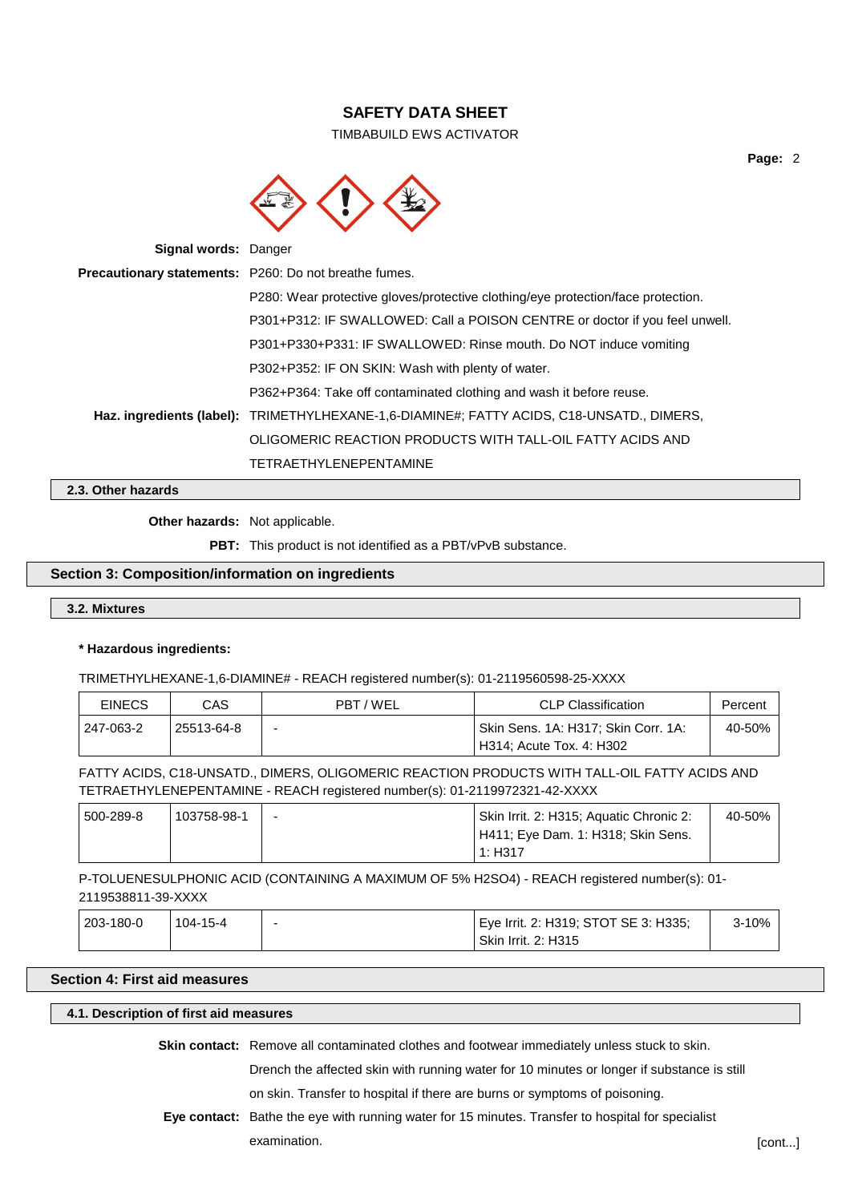**Signal words:** Danger

**Precautionary statements:** P260: Do not breathe fumes.

P280: Wear protective gloves/protective clothing/eye protection/face protection.

P301+P312: IF SWALLOWED: Call a POISON CENTRE or doctor if you feel unwell.

P301+P330+P331: IF SWALLOWED: Rinse mouth. Do NOT induce vomiting

P302+P352: IF ON SKIN: Wash with plenty of water.

P362+P364: Take off contaminated clothing and wash it before reuse.

**Haz. ingredients (label):** TRIMETHYLHEXANE-1,6-DIAMINE#; FATTY ACIDS, C18-UNSATD., DIMERS, OLIGOMERIC REACTION PRODUCTS WITH TALL-OIL FATTY ACIDS AND TETRAETHYLENEPENTAMINE

### 2.3. Other hazards

**Other hazards:** Not applicable.

**PBT:** This product is not identified as a PBT/vPvB substance.

## Section 3: Composition/information on ingredients

### 3.2. Mixtures

**\* Hazardous ingredients:**

TRIMETHYLHEXANE-1,6-DIAMINE# - REACH registered number(s): 01-2119560598-25-XXXX

| EINECS | CAS | PBT / WEL | CLP Classification | Percent |
|---|---|---|---|---|
| 247-063-2 | 25513-64-8 | - | Skin Sens. 1A: H317; Skin Corr. 1A: H314; Acute Tox. 4: H302 | 40-50% |

FATTY ACIDS, C18-UNSATD., DIMERS, OLIGOMERIC REACTION PRODUCTS WITH TALL-OIL FATTY ACIDS AND TETRAETHYLENEPENTAMINE - REACH registered number(s): 01-2119972321-42-XXXX

| EINECS | CAS | PBT / WEL | CLP Classification | Percent |
|---|---|---|---|---|
| 500-289-8 | 103758-98-1 | - | Skin Irrit. 2: H315; Aquatic Chronic 2: H411; Eye Dam. 1: H318; Skin Sens. 1: H317 | 40-50% |

P-TOLUENESULPHONIC ACID (CONTAINING A MAXIMUM OF 5% H2SO4) - REACH registered number(s): 01-2119538811-39-XXXX

| EINECS | CAS | PBT / WEL | CLP Classification | Percent |
|---|---|---|---|---|
| 203-180-0 | 104-15-4 | - | Eye Irrit. 2: H319; STOT SE 3: H335; Skin Irrit. 2: H315 | 3-10% |

## Section 4: First aid measures

### 4.1. Description of first aid measures

**Skin contact:** Remove all contaminated clothes and footwear immediately unless stuck to skin. Drench the affected skin with running water for 10 minutes or longer if substance is still on skin. Transfer to hospital if there are burns or symptoms of poisoning.

**Eye contact:** Bathe the eye with running water for 15 minutes. Transfer to hospital for specialist examination.

[cont...]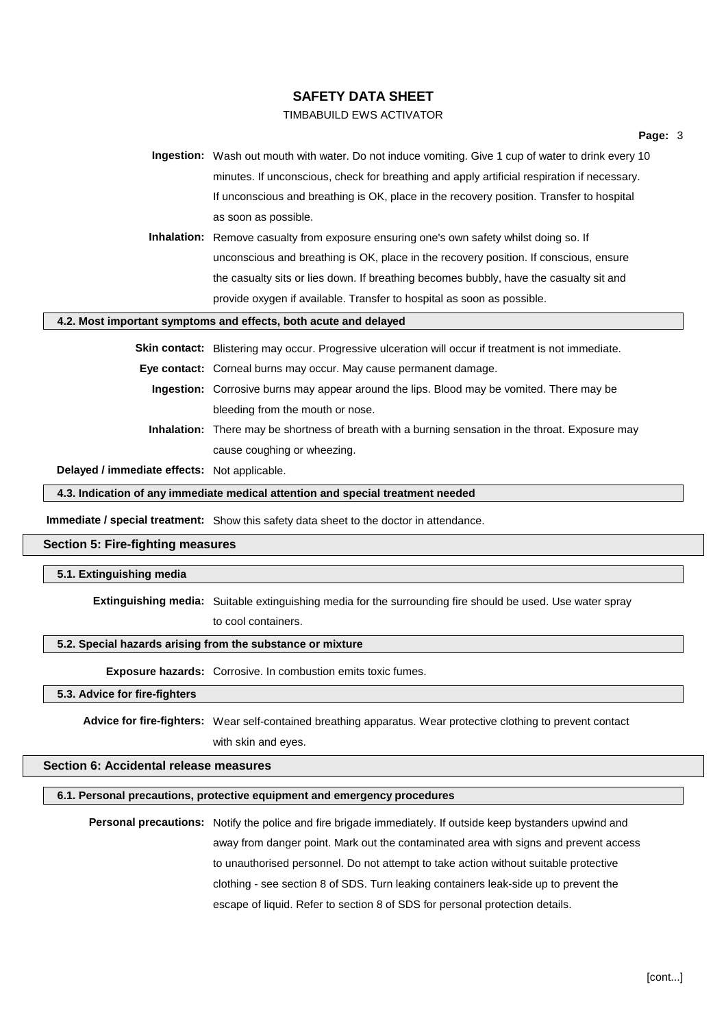**Ingestion:** Wash out mouth with water. Do not induce vomiting. Give 1 cup of water to drink every 10 minutes. If unconscious, check for breathing and apply artificial respiration if necessary. If unconscious and breathing is OK, place in the recovery position. Transfer to hospital as soon as possible.

**Inhalation:** Remove casualty from exposure ensuring one's own safety whilst doing so. If unconscious and breathing is OK, place in the recovery position. If conscious, ensure the casualty sits or lies down. If breathing becomes bubbly, have the casualty sit and provide oxygen if available. Transfer to hospital as soon as possible.

### 4.2. Most important symptoms and effects, both acute and delayed

**Skin contact:** Blistering may occur. Progressive ulceration will occur if treatment is not immediate.

**Eye contact:** Corneal burns may occur. May cause permanent damage.

**Ingestion:** Corrosive burns may appear around the lips. Blood may be vomited. There may be bleeding from the mouth or nose.

**Inhalation:** There may be shortness of breath with a burning sensation in the throat. Exposure may cause coughing or wheezing.

**Delayed / immediate effects:** Not applicable.

### 4.3. Indication of any immediate medical attention and special treatment needed

**Immediate / special treatment:** Show this safety data sheet to the doctor in attendance.

## Section 5: Fire-fighting measures

### 5.1. Extinguishing media

**Extinguishing media:** Suitable extinguishing media for the surrounding fire should be used. Use water spray to cool containers.

### 5.2. Special hazards arising from the substance or mixture

**Exposure hazards:** Corrosive. In combustion emits toxic fumes.

### 5.3. Advice for fire-fighters

**Advice for fire-fighters:** Wear self-contained breathing apparatus. Wear protective clothing to prevent contact with skin and eyes.

## Section 6: Accidental release measures

### 6.1. Personal precautions, protective equipment and emergency procedures

**Personal precautions:** Notify the police and fire brigade immediately. If outside keep bystanders upwind and away from danger point. Mark out the contaminated area with signs and prevent access to unauthorised personnel. Do not attempt to take action without suitable protective clothing - see section 8 of SDS. Turn leaking containers leak-side up to prevent the escape of liquid. Refer to section 8 of SDS for personal protection details.

[cont...]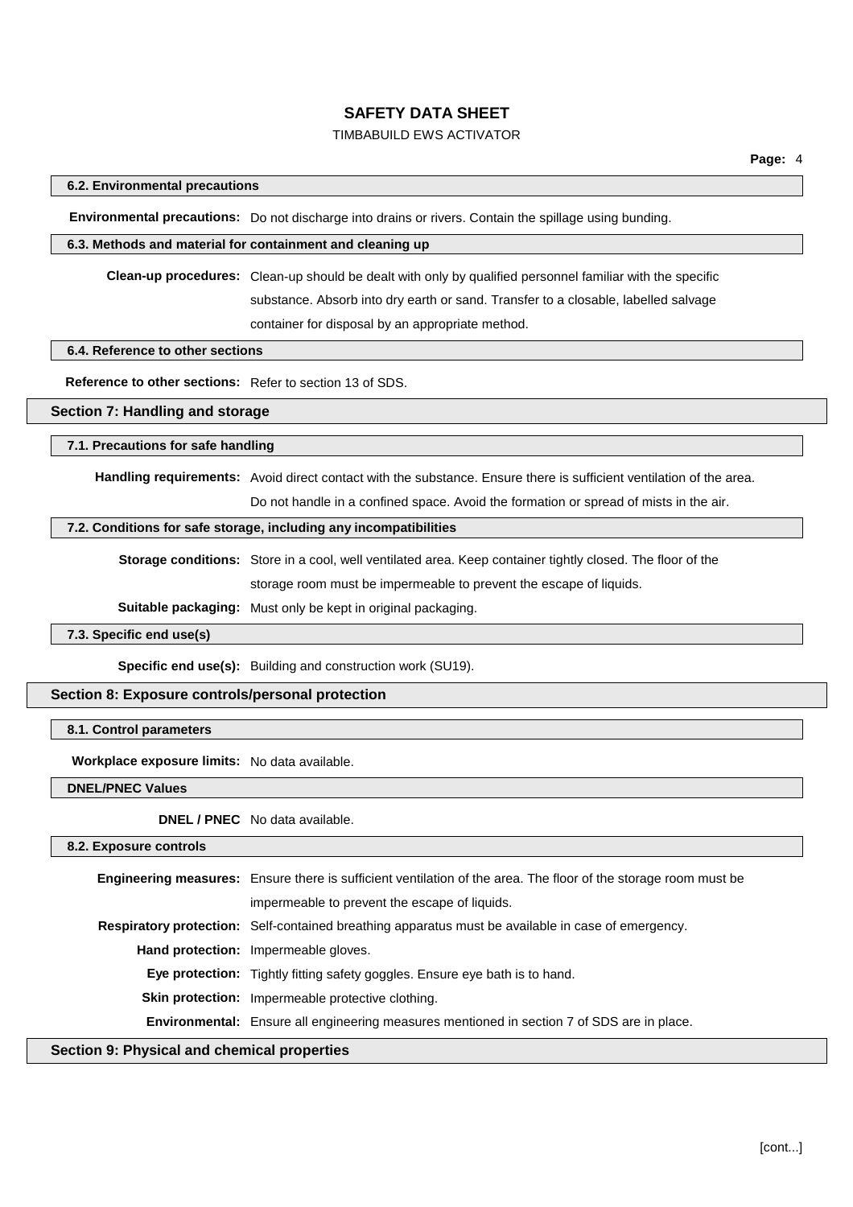### 6.2. Environmental precautions

**Environmental precautions:** Do not discharge into drains or rivers. Contain the spillage using bunding.

### 6.3. Methods and material for containment and cleaning up

**Clean-up procedures:** Clean-up should be dealt with only by qualified personnel familiar with the specific substance. Absorb into dry earth or sand. Transfer to a closable, labelled salvage container for disposal by an appropriate method.

### 6.4. Reference to other sections

**Reference to other sections:** Refer to section 13 of SDS.

## Section 7: Handling and storage

### 7.1. Precautions for safe handling

**Handling requirements:** Avoid direct contact with the substance. Ensure there is sufficient ventilation of the area. Do not handle in a confined space. Avoid the formation or spread of mists in the air.

### 7.2. Conditions for safe storage, including any incompatibilities

**Storage conditions:** Store in a cool, well ventilated area. Keep container tightly closed. The floor of the storage room must be impermeable to prevent the escape of liquids.

**Suitable packaging:** Must only be kept in original packaging.

### 7.3. Specific end use(s)

**Specific end use(s):** Building and construction work (SU19).

## Section 8: Exposure controls/personal protection

### 8.1. Control parameters

**Workplace exposure limits:** No data available.

### DNEL/PNEC Values

**DNEL / PNEC** No data available.

### 8.2. Exposure controls

**Engineering measures:** Ensure there is sufficient ventilation of the area. The floor of the storage room must be impermeable to prevent the escape of liquids.

**Respiratory protection:** Self-contained breathing apparatus must be available in case of emergency.

**Hand protection:** Impermeable gloves.

**Eye protection:** Tightly fitting safety goggles. Ensure eye bath is to hand.

**Skin protection:** Impermeable protective clothing.

**Environmental:** Ensure all engineering measures mentioned in section 7 of SDS are in place.

## Section 9: Physical and chemical properties

[cont...]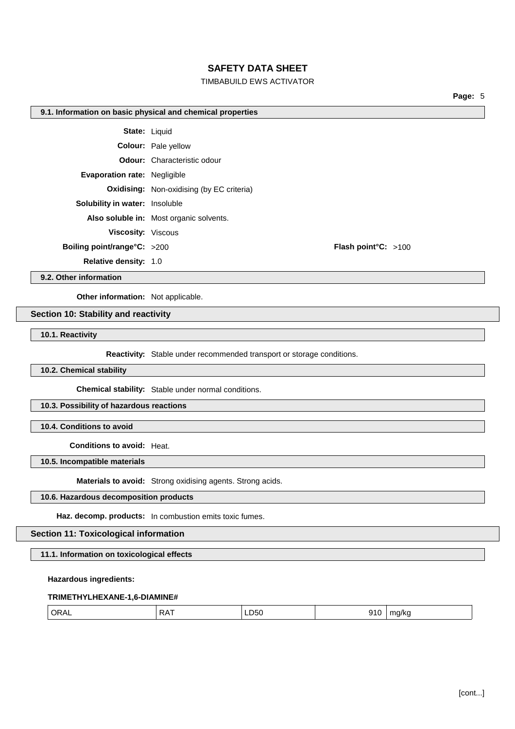### 9.1. Information on basic physical and chemical properties

**State:** Liquid

**Colour:** Pale yellow

**Odour:** Characteristic odour

**Evaporation rate:** Negligible

**Oxidising:** Non-oxidising (by EC criteria)

**Solubility in water:** Insoluble

**Also soluble in:** Most organic solvents.

**Viscosity:** Viscous

**Boiling point/range°C:** >200 **Flash point°C:** >100

**Relative density:** 1.0

### 9.2. Other information

**Other information:** Not applicable.

## Section 10: Stability and reactivity

### 10.1. Reactivity

**Reactivity:** Stable under recommended transport or storage conditions.

### 10.2. Chemical stability

**Chemical stability:** Stable under normal conditions.

### 10.3. Possibility of hazardous reactions

### 10.4. Conditions to avoid

**Conditions to avoid:** Heat.

### 10.5. Incompatible materials

**Materials to avoid:** Strong oxidising agents. Strong acids.

### 10.6. Hazardous decomposition products

**Haz. decomp. products:** In combustion emits toxic fumes.

## Section 11: Toxicological information

### 11.1. Information on toxicological effects

**Hazardous ingredients:**

**TRIMETHYLHEXANE-1,6-DIAMINE#**

| ORAL | RAT | LD50 | 910 | mg/kg |
|---|---|---|---|---|

[cont...]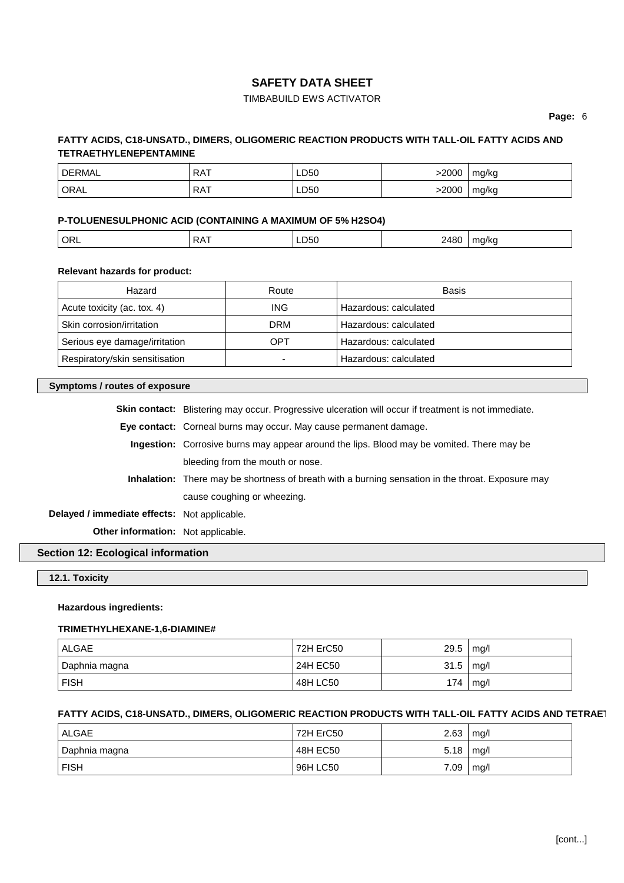**FATTY ACIDS, C18-UNSATD., DIMERS, OLIGOMERIC REACTION PRODUCTS WITH TALL-OIL FATTY ACIDS AND TETRAETHYLENEPENTAMINE**

| | | | | |
|---|---|---|---|---|
| DERMAL | RAT | LD50 | >2000 | mg/kg |
| ORAL | RAT | LD50 | >2000 | mg/kg |

**P-TOLUENESULPHONIC ACID (CONTAINING A MAXIMUM OF 5% H2SO4)**

| | | | | |
|---|---|---|---|---|
| ORL | RAT | LD50 | 2480 | mg/kg |

**Relevant hazards for product:**

| Hazard | Route | Basis |
|---|---|---|
| Acute toxicity (ac. tox. 4) | ING | Hazardous: calculated |
| Skin corrosion/irritation | DRM | Hazardous: calculated |
| Serious eye damage/irritation | OPT | Hazardous: calculated |
| Respiratory/skin sensitisation | - | Hazardous: calculated |

### Symptoms / routes of exposure

**Skin contact:** Blistering may occur. Progressive ulceration will occur if treatment is not immediate.

**Eye contact:** Corneal burns may occur. May cause permanent damage.

**Ingestion:** Corrosive burns may appear around the lips. Blood may be vomited. There may be bleeding from the mouth or nose.

**Inhalation:** There may be shortness of breath with a burning sensation in the throat. Exposure may cause coughing or wheezing.

**Delayed / immediate effects:** Not applicable.

**Other information:** Not applicable.

## Section 12: Ecological information

### 12.1. Toxicity

**Hazardous ingredients:**

**TRIMETHYLHEXANE-1,6-DIAMINE#**

| | | | |
|---|---|---|---|
| ALGAE | 72H ErC50 | 29.5 | mg/l |
| Daphnia magna | 24H EC50 | 31.5 | mg/l |
| FISH | 48H LC50 | 174 | mg/l |

**FATTY ACIDS, C18-UNSATD., DIMERS, OLIGOMERIC REACTION PRODUCTS WITH TALL-OIL FATTY ACIDS AND TETRAET**

| | | | |
|---|---|---|---|
| ALGAE | 72H ErC50 | 2.63 | mg/l |
| Daphnia magna | 48H EC50 | 5.18 | mg/l |
| FISH | 96H LC50 | 7.09 | mg/l |

[cont...]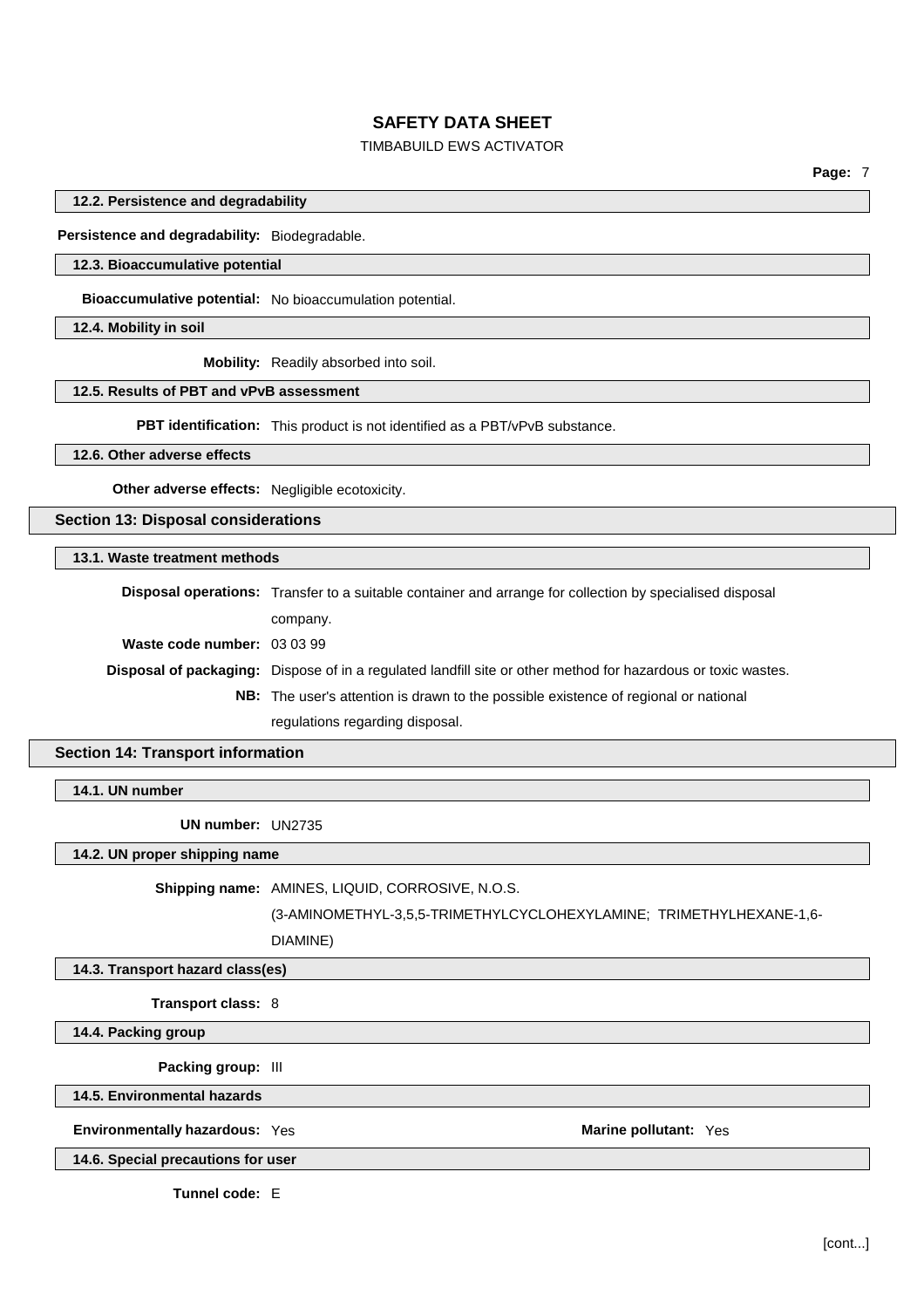### 12.2. Persistence and degradability

**Persistence and degradability:** Biodegradable.

### 12.3. Bioaccumulative potential

**Bioaccumulative potential:** No bioaccumulation potential.

### 12.4. Mobility in soil

**Mobility:** Readily absorbed into soil.

### 12.5. Results of PBT and vPvB assessment

**PBT identification:** This product is not identified as a PBT/vPvB substance.

### 12.6. Other adverse effects

**Other adverse effects:** Negligible ecotoxicity.

## Section 13: Disposal considerations

### 13.1. Waste treatment methods

**Disposal operations:** Transfer to a suitable container and arrange for collection by specialised disposal company.

**Waste code number:** 03 03 99

**Disposal of packaging:** Dispose of in a regulated landfill site or other method for hazardous or toxic wastes.

**NB:** The user's attention is drawn to the possible existence of regional or national regulations regarding disposal.

## Section 14: Transport information

### 14.1. UN number

**UN number:** UN2735

### 14.2. UN proper shipping name

**Shipping name:** AMINES, LIQUID, CORROSIVE, N.O.S. (3-AMINOMETHYL-3,5,5-TRIMETHYLCYCLOHEXYLAMINE; TRIMETHYLHEXANE-1,6-DIAMINE)

### 14.3. Transport hazard class(es)

**Transport class:** 8

### 14.4. Packing group

**Packing group:** III

### 14.5. Environmental hazards

**Environmentally hazardous:** Yes

**Marine pollutant:** Yes

### 14.6. Special precautions for user

**Tunnel code:** E

[cont...]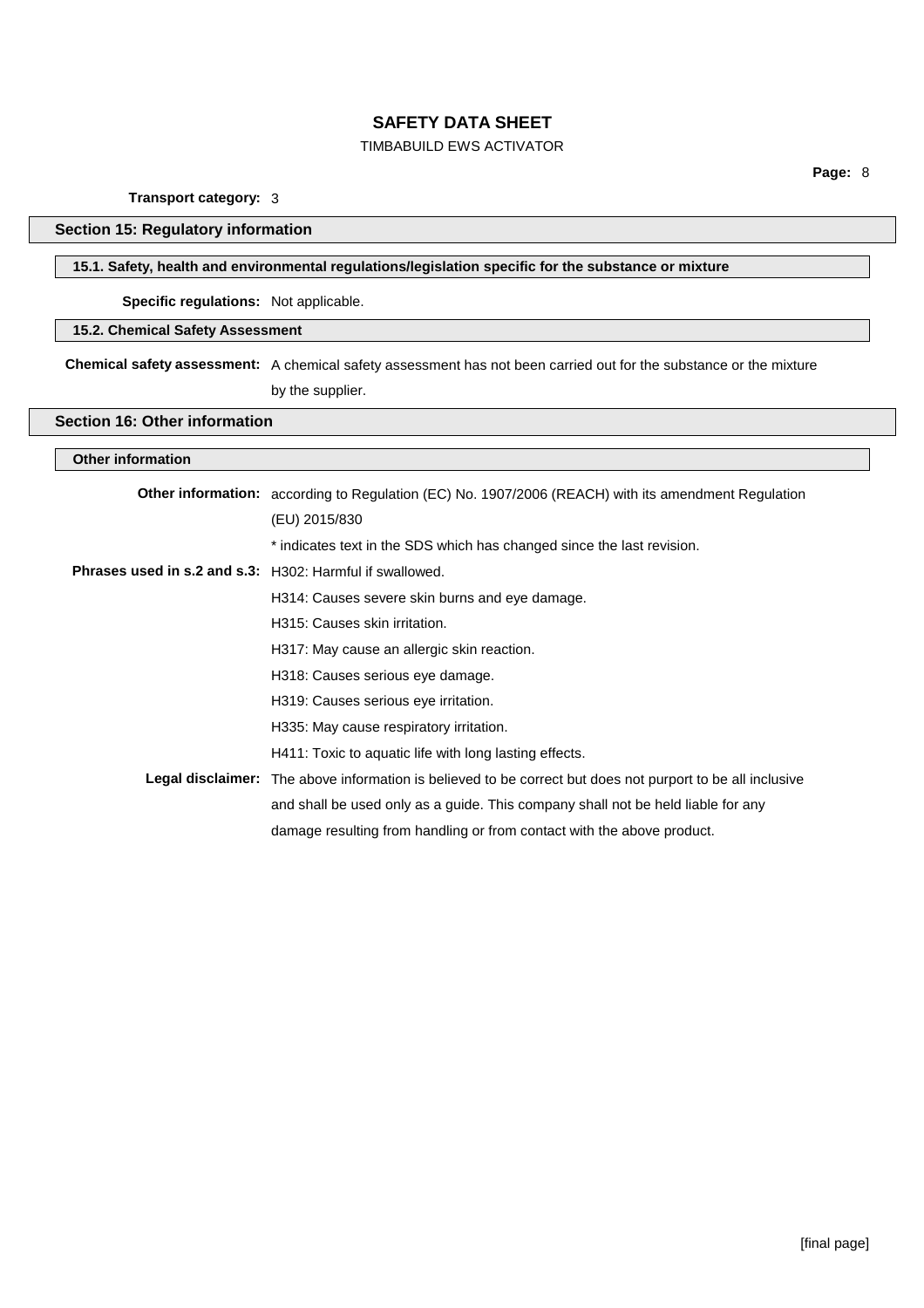**Transport category:** 3

## Section 15: Regulatory information

### 15.1. Safety, health and environmental regulations/legislation specific for the substance or mixture

**Specific regulations:** Not applicable.

### 15.2. Chemical Safety Assessment

**Chemical safety assessment:** A chemical safety assessment has not been carried out for the substance or the mixture by the supplier.

## Section 16: Other information

### Other information

**Other information:** according to Regulation (EC) No. 1907/2006 (REACH) with its amendment Regulation (EU) 2015/830

* indicates text in the SDS which has changed since the last revision.

**Phrases used in s.2 and s.3:** H302: Harmful if swallowed.

H314: Causes severe skin burns and eye damage.

H315: Causes skin irritation.

H317: May cause an allergic skin reaction.

H318: Causes serious eye damage.

H319: Causes serious eye irritation.

H335: May cause respiratory irritation.

H411: Toxic to aquatic life with long lasting effects.

**Legal disclaimer:** The above information is believed to be correct but does not purport to be all inclusive and shall be used only as a guide. This company shall not be held liable for any damage resulting from handling or from contact with the above product.

[final page]